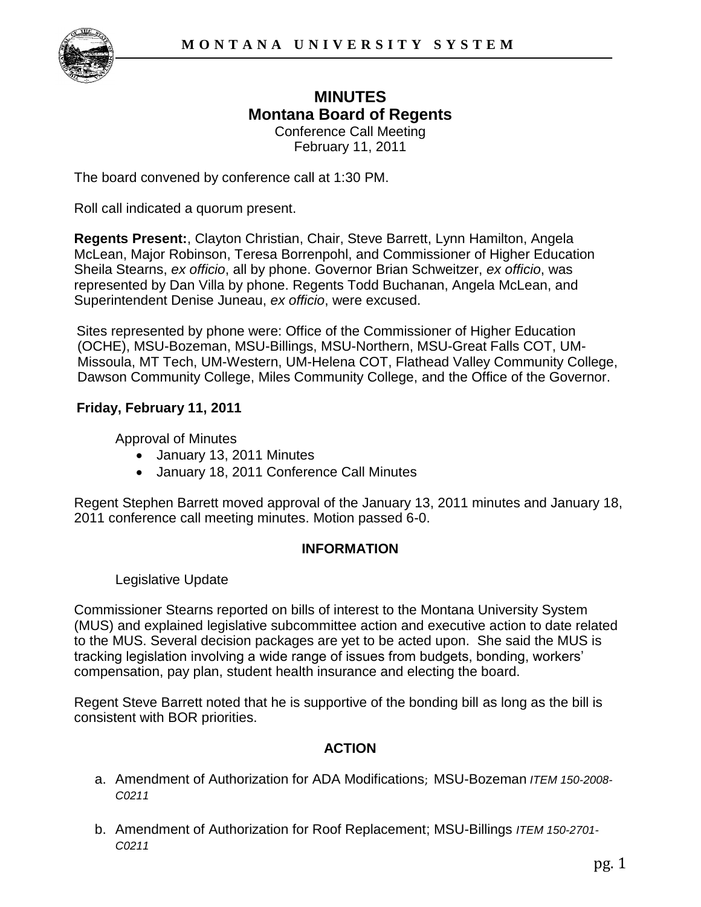# MINUTES
## Montana Board of Regents

Conference Call Meeting
February 11, 2011

The board convened by conference call at 1:30 PM.

Roll call indicated a quorum present.

**Regents Present:**, Clayton Christian, Chair, Steve Barrett, Lynn Hamilton, Angela McLean, Major Robinson, Teresa Borrenpohl, and Commissioner of Higher Education Sheila Stearns, *ex officio*, all by phone. Governor Brian Schweitzer, *ex officio*, was represented by Dan Villa by phone. Regents Todd Buchanan, Angela McLean, and Superintendent Denise Juneau, *ex officio*, were excused.

Sites represented by phone were: Office of the Commissioner of Higher Education (OCHE), MSU-Bozeman, MSU-Billings, MSU-Northern, MSU-Great Falls COT, UM-Missoula, MT Tech, UM-Western, UM-Helena COT, Flathead Valley Community College, Dawson Community College, Miles Community College, and the Office of the Governor.

**Friday, February 11, 2011**

Approval of Minutes

- January 13, 2011 Minutes
- January 18, 2011 Conference Call Minutes

Regent Stephen Barrett moved approval of the January 13, 2011 minutes and January 18, 2011 conference call meeting minutes. Motion passed 6-0.

**INFORMATION**

Legislative Update

Commissioner Stearns reported on bills of interest to the Montana University System (MUS) and explained legislative subcommittee action and executive action to date related to the MUS. Several decision packages are yet to be acted upon. She said the MUS is tracking legislation involving a wide range of issues from budgets, bonding, workers' compensation, pay plan, student health insurance and electing the board.

Regent Steve Barrett noted that he is supportive of the bonding bill as long as the bill is consistent with BOR priorities.

**ACTION**

a. Amendment of Authorization for ADA Modifications; MSU-Bozeman *ITEM 150-2008-C0211*

b. Amendment of Authorization for Roof Replacement; MSU-Billings *ITEM 150-2701-C0211*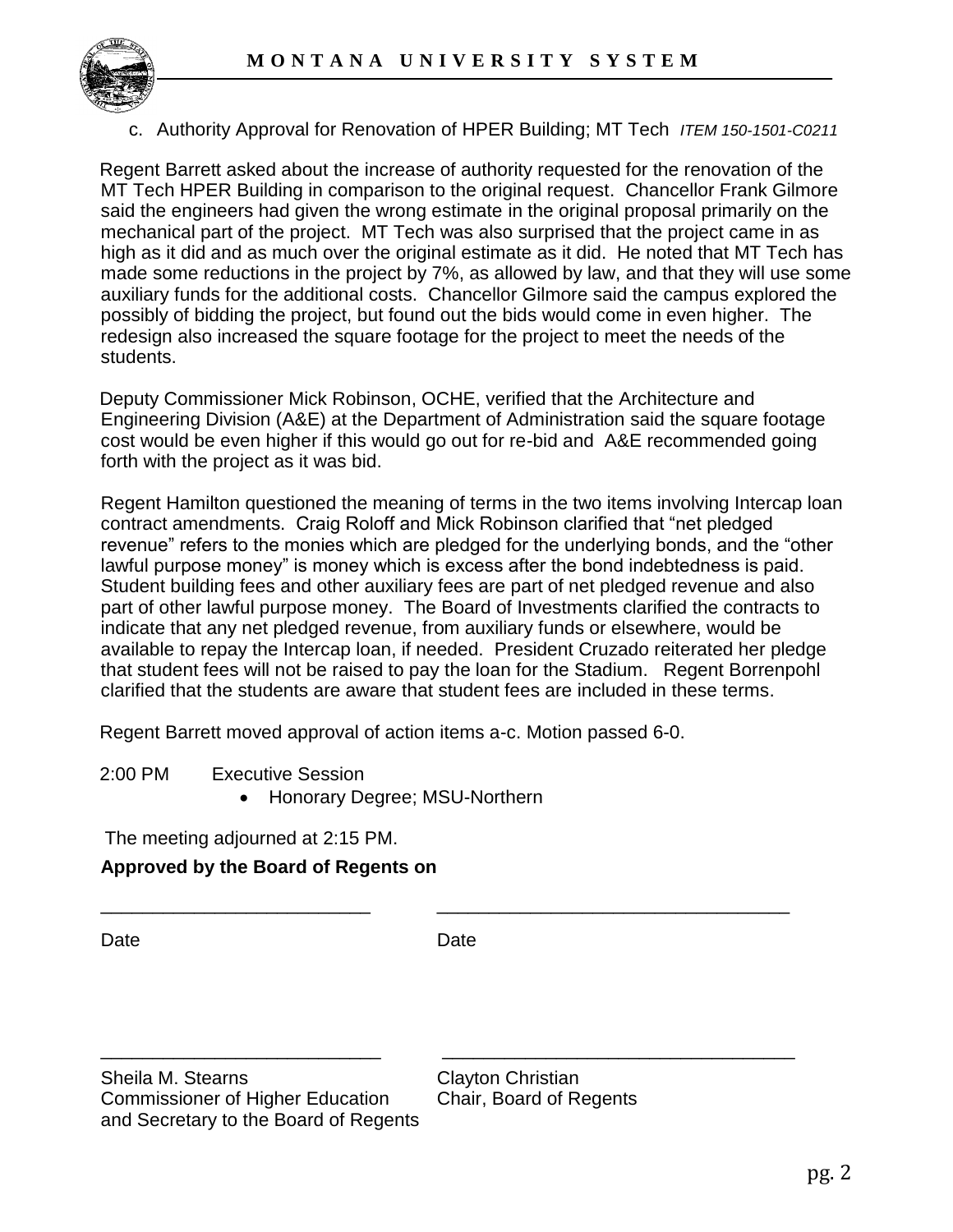c. Authority Approval for Renovation of HPER Building; MT Tech *ITEM 150-1501-C0211*

Regent Barrett asked about the increase of authority requested for the renovation of the MT Tech HPER Building in comparison to the original request. Chancellor Frank Gilmore said the engineers had given the wrong estimate in the original proposal primarily on the mechanical part of the project. MT Tech was also surprised that the project came in as high as it did and as much over the original estimate as it did. He noted that MT Tech has made some reductions in the project by 7%, as allowed by law, and that they will use some auxiliary funds for the additional costs. Chancellor Gilmore said the campus explored the possibly of bidding the project, but found out the bids would come in even higher. The redesign also increased the square footage for the project to meet the needs of the students.

Deputy Commissioner Mick Robinson, OCHE, verified that the Architecture and Engineering Division (A&E) at the Department of Administration said the square footage cost would be even higher if this would go out for re-bid and A&E recommended going forth with the project as it was bid.

Regent Hamilton questioned the meaning of terms in the two items involving Intercap loan contract amendments. Craig Roloff and Mick Robinson clarified that "net pledged revenue" refers to the monies which are pledged for the underlying bonds, and the "other lawful purpose money" is money which is excess after the bond indebtedness is paid. Student building fees and other auxiliary fees are part of net pledged revenue and also part of other lawful purpose money. The Board of Investments clarified the contracts to indicate that any net pledged revenue, from auxiliary funds or elsewhere, would be available to repay the Intercap loan, if needed. President Cruzado reiterated her pledge that student fees will not be raised to pay the loan for the Stadium. Regent Borrenpohl clarified that the students are aware that student fees are included in these terms.

Regent Barrett moved approval of action items a-c. Motion passed 6-0.

2:00 PM Executive Session

- Honorary Degree; MSU-Northern

The meeting adjourned at 2:15 PM.

**Approved by the Board of Regents on**

\_\_\_\_\_\_\_\_\_\_\_\_\_\_\_\_\_\_\_\_\_\_\_\_\_\_ \_\_\_\_\_\_\_\_\_\_\_\_\_\_\_\_\_\_\_\_\_\_\_\_\_\_\_\_\_\_\_\_\_\_\_

Date Date

\_\_\_\_\_\_\_\_\_\_\_\_\_\_\_\_\_\_\_\_\_\_\_\_\_\_ \_\_\_\_\_\_\_\_\_\_\_\_\_\_\_\_\_\_\_\_\_\_\_\_\_\_\_\_\_\_\_\_\_\_\_

Sheila M. Stearns
Commissioner of Higher Education
and Secretary to the Board of Regents

Clayton Christian
Chair, Board of Regents